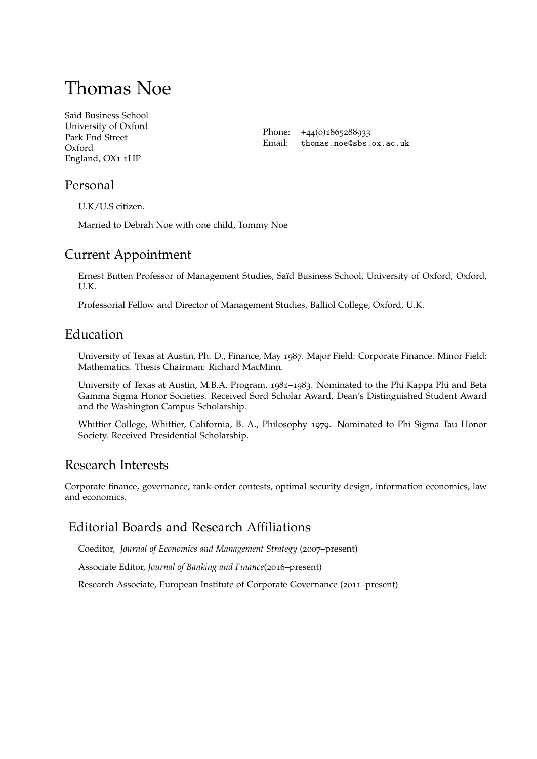# Thomas Noe

Saïd Business School
University of Oxford
Park End Street
Oxford
England, OX1 1HP

Phone: +44(0)1865288933
Email: thomas.noe@sbs.ox.ac.uk

## Personal

U.K/U.S citizen.

Married to Debrah Noe with one child, Tommy Noe

## Current Appointment

Ernest Butten Professor of Management Studies, Saïd Business School, University of Oxford, Oxford, U.K.

Professorial Fellow and Director of Management Studies, Balliol College, Oxford, U.K.

## Education

University of Texas at Austin, Ph. D., Finance, May 1987. Major Field: Corporate Finance. Minor Field: Mathematics. Thesis Chairman: Richard MacMinn.

University of Texas at Austin, M.B.A. Program, 1981–1983. Nominated to the Phi Kappa Phi and Beta Gamma Sigma Honor Societies. Received Sord Scholar Award, Dean's Distinguished Student Award and the Washington Campus Scholarship.

Whittier College, Whittier, California, B. A., Philosophy 1979. Nominated to Phi Sigma Tau Honor Society. Received Presidential Scholarship.

## Research Interests

Corporate finance, governance, rank-order contests, optimal security design, information economics, law and economics.

## Editorial Boards and Research Affiliations

Coeditor, *Journal of Economics and Management Strategy* (2007–present)

Associate Editor, *Journal of Banking and Finance*(2016–present)

Research Associate, European Institute of Corporate Governance (2011–present)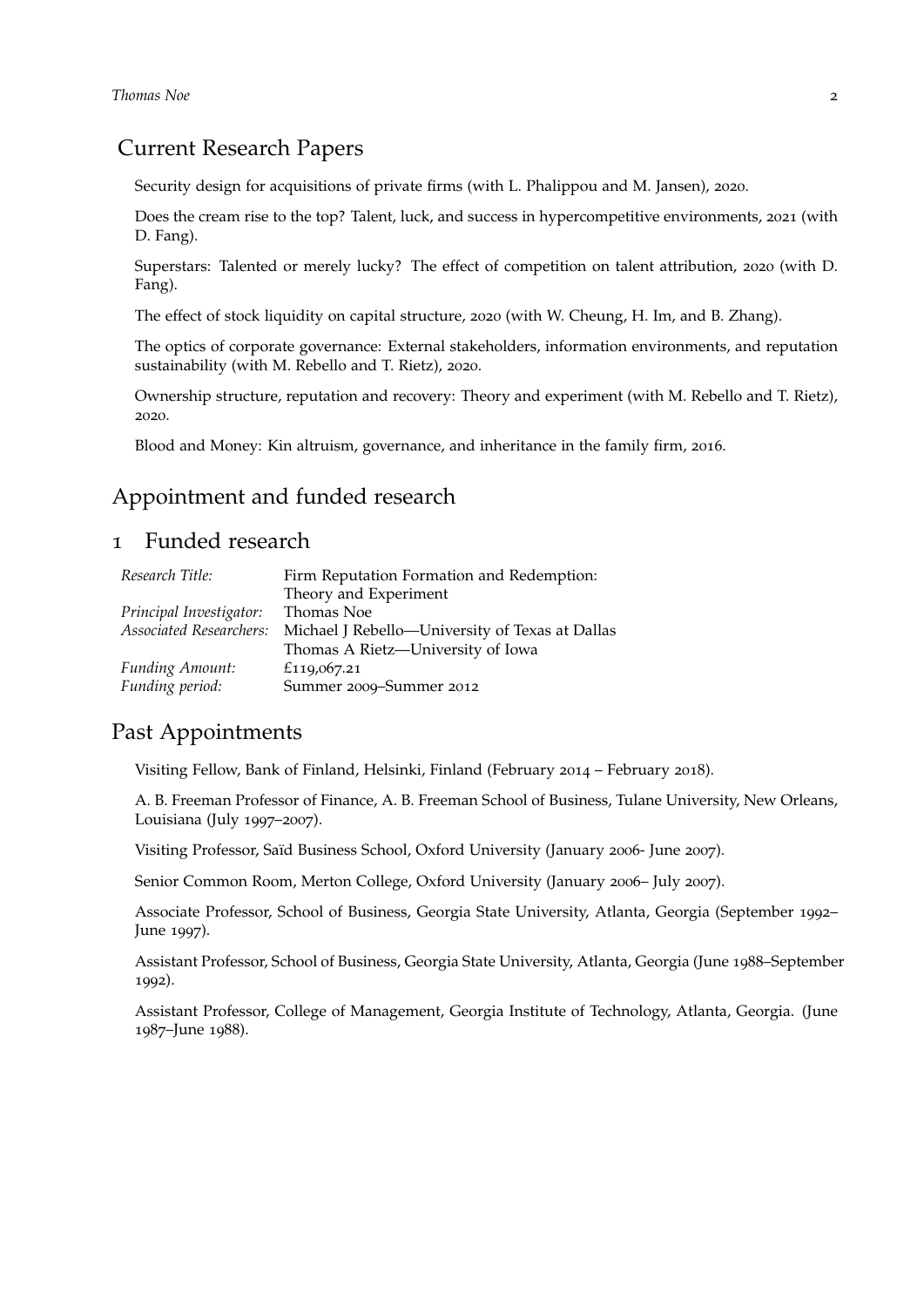## Current Research Papers

Security design for acquisitions of private firms (with L. Phalippou and M. Jansen), 2020.

Does the cream rise to the top? Talent, luck, and success in hypercompetitive environments, 2021 (with D. Fang).

Superstars: Talented or merely lucky? The effect of competition on talent attribution, 2020 (with D. Fang).

The effect of stock liquidity on capital structure, 2020 (with W. Cheung, H. Im, and B. Zhang).

The optics of corporate governance: External stakeholders, information environments, and reputation sustainability (with M. Rebello and T. Rietz), 2020.

Ownership structure, reputation and recovery: Theory and experiment (with M. Rebello and T. Rietz), 2020.

Blood and Money: Kin altruism, governance, and inheritance in the family firm, 2016.

## Appointment and funded research

## 1 Funded research

| | |
|---|---|
| *Research Title:* | Firm Reputation Formation and Redemption: Theory and Experiment |
| *Principal Investigator:* | Thomas Noe |
| *Associated Researchers:* | Michael J Rebello—University of Texas at Dallas<br>Thomas A Rietz—University of Iowa |
| *Funding Amount:* | £119,067.21 |
| *Funding period:* | Summer 2009–Summer 2012 |

## Past Appointments

Visiting Fellow, Bank of Finland, Helsinki, Finland (February 2014 – February 2018).

A. B. Freeman Professor of Finance, A. B. Freeman School of Business, Tulane University, New Orleans, Louisiana (July 1997–2007).

Visiting Professor, Saïd Business School, Oxford University (January 2006- June 2007).

Senior Common Room, Merton College, Oxford University (January 2006– July 2007).

Associate Professor, School of Business, Georgia State University, Atlanta, Georgia (September 1992– June 1997).

Assistant Professor, School of Business, Georgia State University, Atlanta, Georgia (June 1988–September 1992).

Assistant Professor, College of Management, Georgia Institute of Technology, Atlanta, Georgia. (June 1987–June 1988).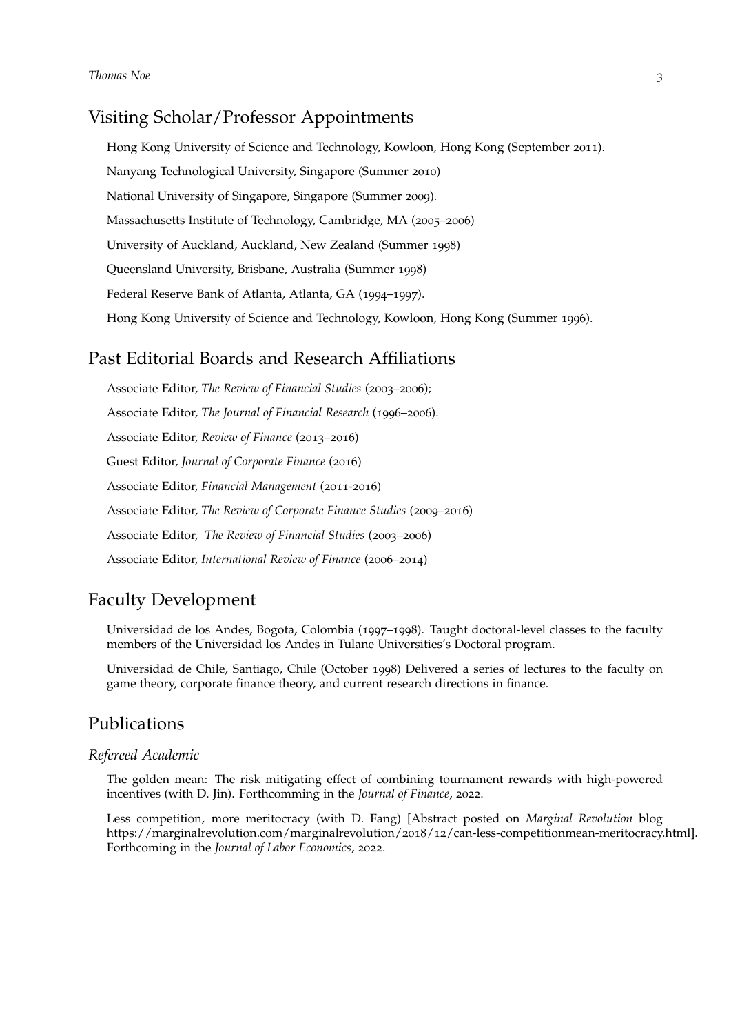## Visiting Scholar/Professor Appointments

Hong Kong University of Science and Technology, Kowloon, Hong Kong (September 2011).

Nanyang Technological University, Singapore (Summer 2010)

National University of Singapore, Singapore (Summer 2009).

Massachusetts Institute of Technology, Cambridge, MA (2005–2006)

University of Auckland, Auckland, New Zealand (Summer 1998)

Queensland University, Brisbane, Australia (Summer 1998)

Federal Reserve Bank of Atlanta, Atlanta, GA (1994–1997).

Hong Kong University of Science and Technology, Kowloon, Hong Kong (Summer 1996).

## Past Editorial Boards and Research Affiliations

Associate Editor, *The Review of Financial Studies* (2003–2006);

Associate Editor, *The Journal of Financial Research* (1996–2006).

Associate Editor, *Review of Finance* (2013–2016)

Guest Editor, *Journal of Corporate Finance* (2016)

Associate Editor, *Financial Management* (2011-2016)

Associate Editor, *The Review of Corporate Finance Studies* (2009–2016)

Associate Editor, *The Review of Financial Studies* (2003–2006)

Associate Editor, *International Review of Finance* (2006–2014)

## Faculty Development

Universidad de los Andes, Bogota, Colombia (1997–1998). Taught doctoral-level classes to the faculty members of the Universidad los Andes in Tulane Universities's Doctoral program.

Universidad de Chile, Santiago, Chile (October 1998) Delivered a series of lectures to the faculty on game theory, corporate finance theory, and current research directions in finance.

## Publications

### *Refereed Academic*

The golden mean: The risk mitigating effect of combining tournament rewards with high-powered incentives (with D. Jin). Forthcomming in the *Journal of Finance*, 2022.

Less competition, more meritocracy (with D. Fang) [Abstract posted on *Marginal Revolution* blog https://marginalrevolution.com/marginalrevolution/2018/12/can-less-competitionmean-meritocracy.html]. Forthcoming in the *Journal of Labor Economics*, 2022.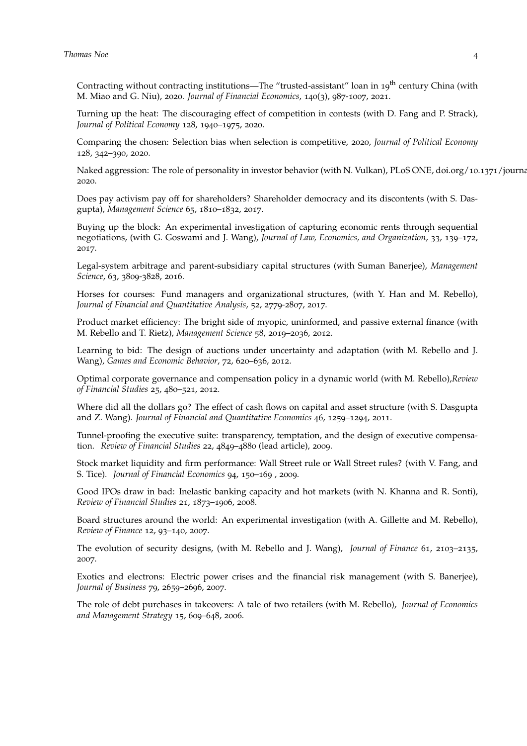Contracting without contracting institutions—The "trusted-assistant" loan in 19$^{\text{th}}$ century China (with M. Miao and G. Niu), 2020. *Journal of Financial Economics*, 140(3), 987-1007, 2021.

Turning up the heat: The discouraging effect of competition in contests (with D. Fang and P. Strack), *Journal of Political Economy* 128, 1940–1975, 2020.

Comparing the chosen: Selection bias when selection is competitive, 2020, *Journal of Political Economy* 128, 342–390, 2020.

Naked aggression: The role of personality in investor behavior (with N. Vulkan), PLoS ONE, doi.org/10.1371/journa 2020.

Does pay activism pay off for shareholders? Shareholder democracy and its discontents (with S. Dasgupta), *Management Science* 65, 1810–1832, 2017.

Buying up the block: An experimental investigation of capturing economic rents through sequential negotiations, (with G. Goswami and J. Wang), *Journal of Law, Economics, and Organization*, 33, 139–172, 2017.

Legal-system arbitrage and parent-subsidiary capital structures (with Suman Banerjee), *Management Science*, 63, 3809-3828, 2016.

Horses for courses: Fund managers and organizational structures, (with Y. Han and M. Rebello), *Journal of Financial and Quantitative Analysis*, 52, 2779-2807, 2017.

Product market efficiency: The bright side of myopic, uninformed, and passive external finance (with M. Rebello and T. Rietz), *Management Science* 58, 2019–2036, 2012.

Learning to bid: The design of auctions under uncertainty and adaptation (with M. Rebello and J. Wang), *Games and Economic Behavior*, 72, 620–636, 2012.

Optimal corporate governance and compensation policy in a dynamic world (with M. Rebello),*Review of Financial Studies* 25, 480–521, 2012.

Where did all the dollars go? The effect of cash flows on capital and asset structure (with S. Dasgupta and Z. Wang). *Journal of Financial and Quantitative Economics* 46, 1259–1294, 2011.

Tunnel-proofing the executive suite: transparency, temptation, and the design of executive compensation. *Review of Financial Studies* 22, 4849–4880 (lead article), 2009.

Stock market liquidity and firm performance: Wall Street rule or Wall Street rules? (with V. Fang, and S. Tice). *Journal of Financial Economics* 94, 150–169 , 2009.

Good IPOs draw in bad: Inelastic banking capacity and hot markets (with N. Khanna and R. Sonti), *Review of Financial Studies* 21, 1873–1906, 2008.

Board structures around the world: An experimental investigation (with A. Gillette and M. Rebello), *Review of Finance* 12, 93–140, 2007.

The evolution of security designs, (with M. Rebello and J. Wang), *Journal of Finance* 61, 2103–2135, 2007.

Exotics and electrons: Electric power crises and the financial risk management (with S. Banerjee), *Journal of Business* 79, 2659–2696, 2007.

The role of debt purchases in takeovers: A tale of two retailers (with M. Rebello), *Journal of Economics and Management Strategy* 15, 609–648, 2006.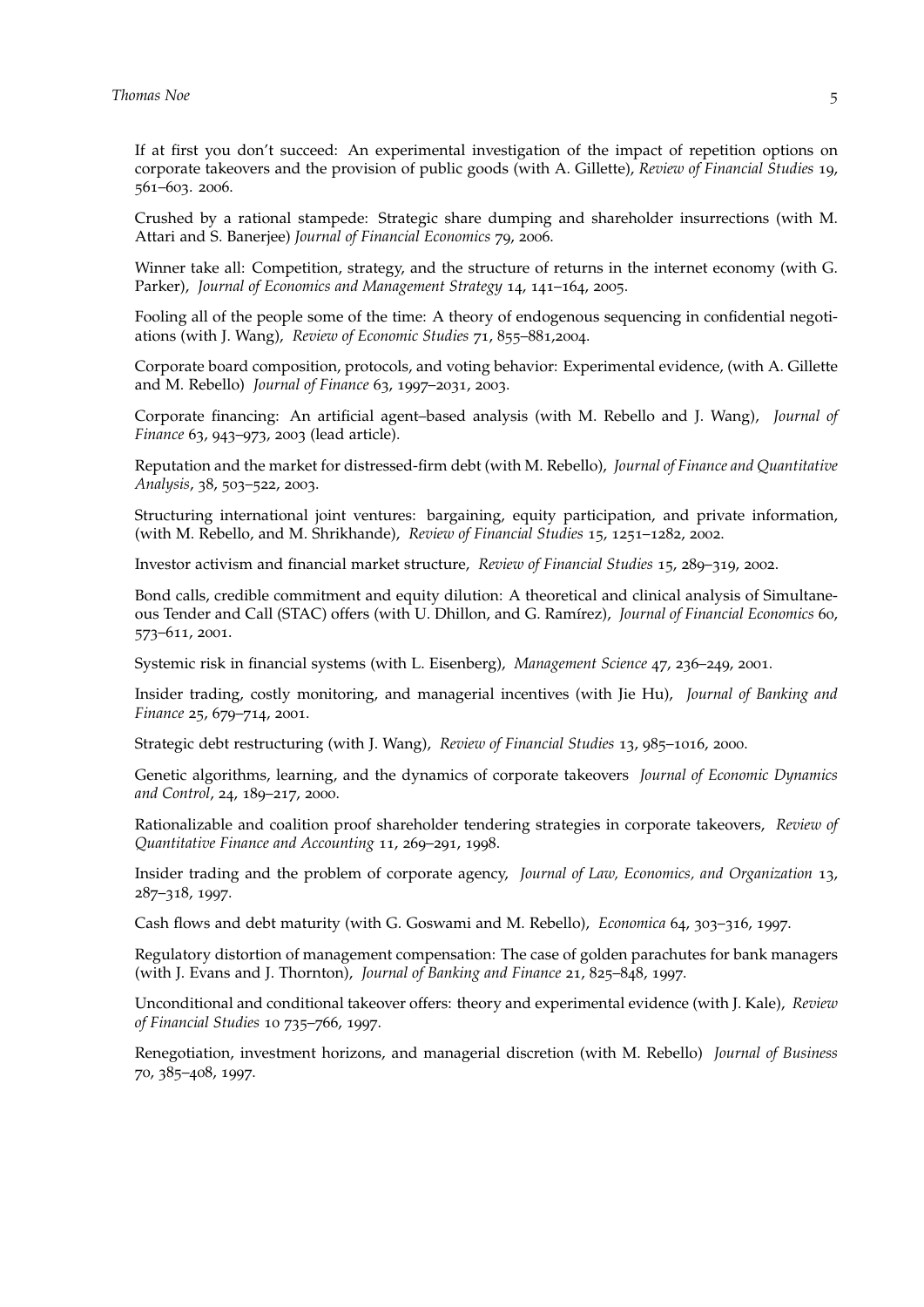If at first you don't succeed: An experimental investigation of the impact of repetition options on corporate takeovers and the provision of public goods (with A. Gillette), *Review of Financial Studies* 19, 561–603. 2006.

Crushed by a rational stampede: Strategic share dumping and shareholder insurrections (with M. Attari and S. Banerjee) *Journal of Financial Economics* 79, 2006.

Winner take all: Competition, strategy, and the structure of returns in the internet economy (with G. Parker), *Journal of Economics and Management Strategy* 14, 141–164, 2005.

Fooling all of the people some of the time: A theory of endogenous sequencing in confidential negotiations (with J. Wang), *Review of Economic Studies* 71, 855–881,2004.

Corporate board composition, protocols, and voting behavior: Experimental evidence, (with A. Gillette and M. Rebello) *Journal of Finance* 63, 1997–2031, 2003.

Corporate financing: An artificial agent–based analysis (with M. Rebello and J. Wang), *Journal of Finance* 63, 943–973, 2003 (lead article).

Reputation and the market for distressed-firm debt (with M. Rebello), *Journal of Finance and Quantitative Analysis*, 38, 503–522, 2003.

Structuring international joint ventures: bargaining, equity participation, and private information, (with M. Rebello, and M. Shrikhande), *Review of Financial Studies* 15, 1251–1282, 2002.

Investor activism and financial market structure, *Review of Financial Studies* 15, 289–319, 2002.

Bond calls, credible commitment and equity dilution: A theoretical and clinical analysis of Simultaneous Tender and Call (STAC) offers (with U. Dhillon, and G. Ramírez), *Journal of Financial Economics* 60, 573–611, 2001.

Systemic risk in financial systems (with L. Eisenberg), *Management Science* 47, 236–249, 2001.

Insider trading, costly monitoring, and managerial incentives (with Jie Hu), *Journal of Banking and Finance* 25, 679–714, 2001.

Strategic debt restructuring (with J. Wang), *Review of Financial Studies* 13, 985–1016, 2000.

Genetic algorithms, learning, and the dynamics of corporate takeovers *Journal of Economic Dynamics and Control*, 24, 189–217, 2000.

Rationalizable and coalition proof shareholder tendering strategies in corporate takeovers, *Review of Quantitative Finance and Accounting* 11, 269–291, 1998.

Insider trading and the problem of corporate agency, *Journal of Law, Economics, and Organization* 13, 287–318, 1997.

Cash flows and debt maturity (with G. Goswami and M. Rebello), *Economica* 64, 303–316, 1997.

Regulatory distortion of management compensation: The case of golden parachutes for bank managers (with J. Evans and J. Thornton), *Journal of Banking and Finance* 21, 825–848, 1997.

Unconditional and conditional takeover offers: theory and experimental evidence (with J. Kale), *Review of Financial Studies* 10 735–766, 1997.

Renegotiation, investment horizons, and managerial discretion (with M. Rebello) *Journal of Business* 70, 385–408, 1997.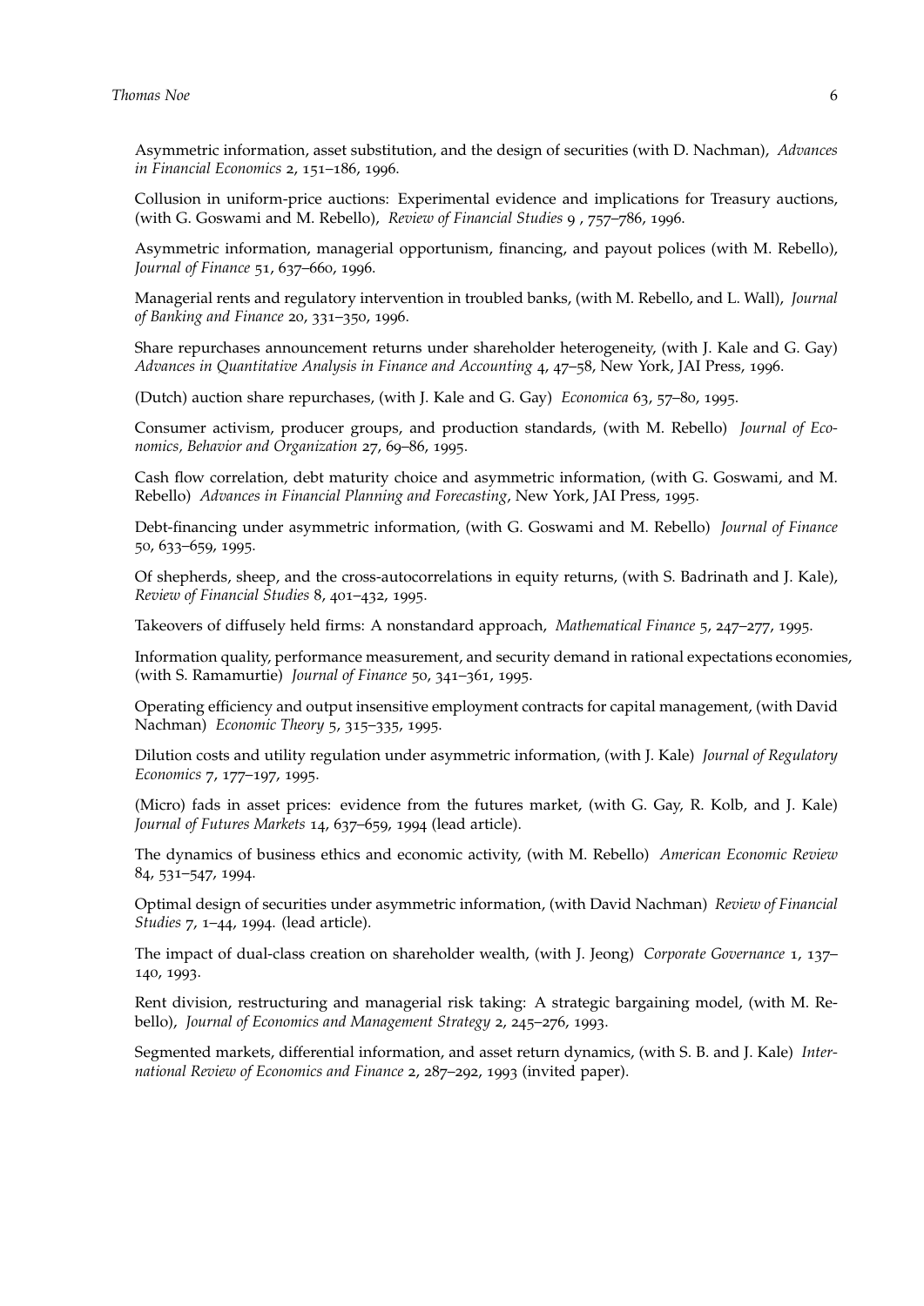Asymmetric information, asset substitution, and the design of securities (with D. Nachman), *Advances in Financial Economics* 2, 151–186, 1996.

Collusion in uniform-price auctions: Experimental evidence and implications for Treasury auctions, (with G. Goswami and M. Rebello), *Review of Financial Studies* 9 , 757–786, 1996.

Asymmetric information, managerial opportunism, financing, and payout polices (with M. Rebello), *Journal of Finance* 51, 637–660, 1996.

Managerial rents and regulatory intervention in troubled banks, (with M. Rebello, and L. Wall), *Journal of Banking and Finance* 20, 331–350, 1996.

Share repurchases announcement returns under shareholder heterogeneity, (with J. Kale and G. Gay) *Advances in Quantitative Analysis in Finance and Accounting* 4, 47–58, New York, JAI Press, 1996.

(Dutch) auction share repurchases, (with J. Kale and G. Gay) *Economica* 63, 57–80, 1995.

Consumer activism, producer groups, and production standards, (with M. Rebello) *Journal of Economics, Behavior and Organization* 27, 69–86, 1995.

Cash flow correlation, debt maturity choice and asymmetric information, (with G. Goswami, and M. Rebello) *Advances in Financial Planning and Forecasting*, New York, JAI Press, 1995.

Debt-financing under asymmetric information, (with G. Goswami and M. Rebello) *Journal of Finance* 50, 633–659, 1995.

Of shepherds, sheep, and the cross-autocorrelations in equity returns, (with S. Badrinath and J. Kale), *Review of Financial Studies* 8, 401–432, 1995.

Takeovers of diffusely held firms: A nonstandard approach, *Mathematical Finance* 5, 247–277, 1995.

Information quality, performance measurement, and security demand in rational expectations economies, (with S. Ramamurtie) *Journal of Finance* 50, 341–361, 1995.

Operating efficiency and output insensitive employment contracts for capital management, (with David Nachman) *Economic Theory* 5, 315–335, 1995.

Dilution costs and utility regulation under asymmetric information, (with J. Kale) *Journal of Regulatory Economics* 7, 177–197, 1995.

(Micro) fads in asset prices: evidence from the futures market, (with G. Gay, R. Kolb, and J. Kale) *Journal of Futures Markets* 14, 637–659, 1994 (lead article).

The dynamics of business ethics and economic activity, (with M. Rebello) *American Economic Review* 84, 531–547, 1994.

Optimal design of securities under asymmetric information, (with David Nachman) *Review of Financial Studies* 7, 1–44, 1994. (lead article).

The impact of dual-class creation on shareholder wealth, (with J. Jeong) *Corporate Governance* 1, 137–140, 1993.

Rent division, restructuring and managerial risk taking: A strategic bargaining model, (with M. Rebello), *Journal of Economics and Management Strategy* 2, 245–276, 1993.

Segmented markets, differential information, and asset return dynamics, (with S. B. and J. Kale) *International Review of Economics and Finance* 2, 287–292, 1993 (invited paper).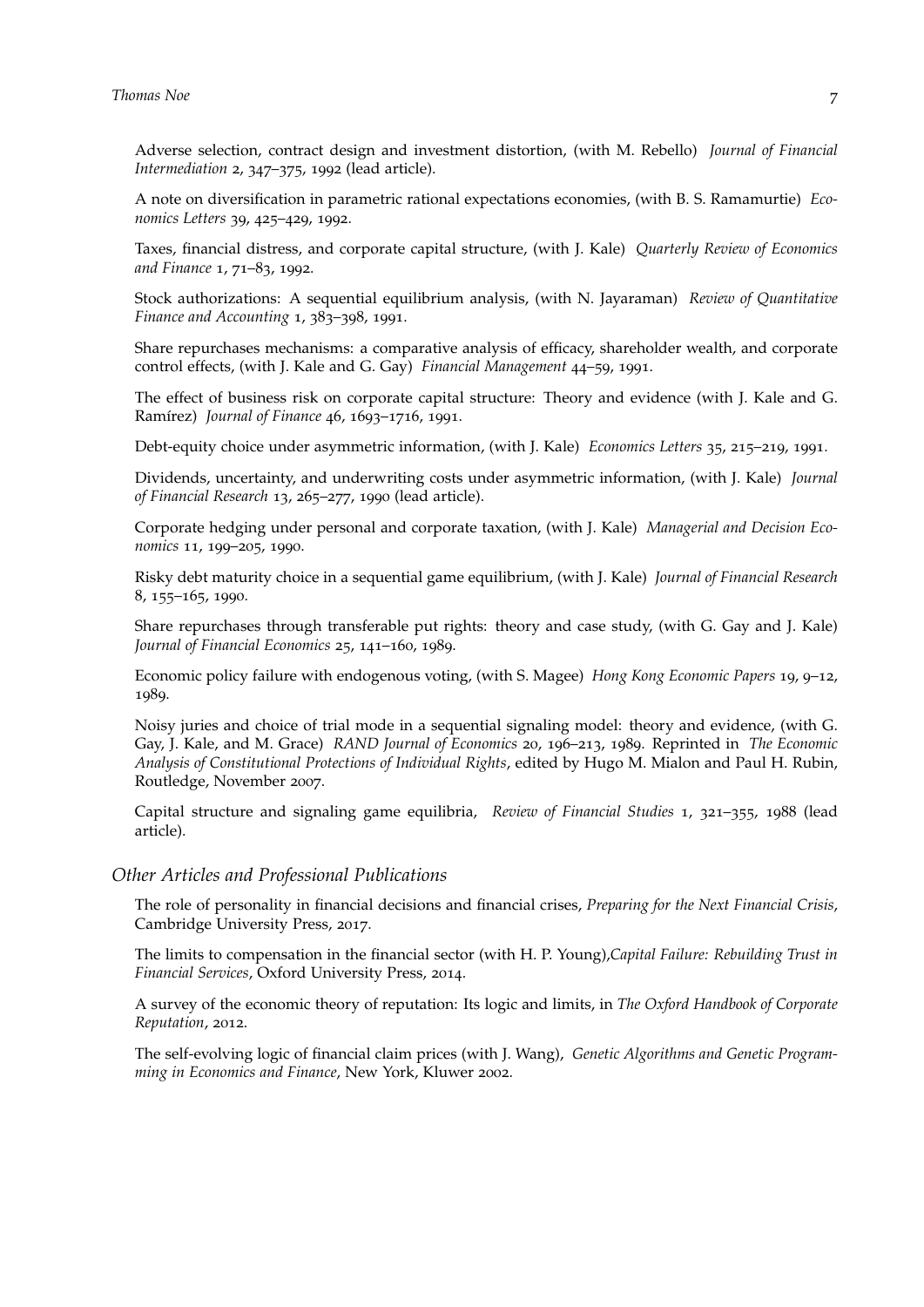Adverse selection, contract design and investment distortion, (with M. Rebello) *Journal of Financial Intermediation* 2, 347–375, 1992 (lead article).

A note on diversification in parametric rational expectations economies, (with B. S. Ramamurtie) *Economics Letters* 39, 425–429, 1992.

Taxes, financial distress, and corporate capital structure, (with J. Kale) *Quarterly Review of Economics and Finance* 1, 71–83, 1992.

Stock authorizations: A sequential equilibrium analysis, (with N. Jayaraman) *Review of Quantitative Finance and Accounting* 1, 383–398, 1991.

Share repurchases mechanisms: a comparative analysis of efficacy, shareholder wealth, and corporate control effects, (with J. Kale and G. Gay) *Financial Management* 44–59, 1991.

The effect of business risk on corporate capital structure: Theory and evidence (with J. Kale and G. Ramírez) *Journal of Finance* 46, 1693–1716, 1991.

Debt-equity choice under asymmetric information, (with J. Kale) *Economics Letters* 35, 215–219, 1991.

Dividends, uncertainty, and underwriting costs under asymmetric information, (with J. Kale) *Journal of Financial Research* 13, 265–277, 1990 (lead article).

Corporate hedging under personal and corporate taxation, (with J. Kale) *Managerial and Decision Economics* 11, 199–205, 1990.

Risky debt maturity choice in a sequential game equilibrium, (with J. Kale) *Journal of Financial Research* 8, 155–165, 1990.

Share repurchases through transferable put rights: theory and case study, (with G. Gay and J. Kale) *Journal of Financial Economics* 25, 141–160, 1989.

Economic policy failure with endogenous voting, (with S. Magee) *Hong Kong Economic Papers* 19, 9–12, 1989.

Noisy juries and choice of trial mode in a sequential signaling model: theory and evidence, (with G. Gay, J. Kale, and M. Grace) *RAND Journal of Economics* 20, 196–213, 1989. Reprinted in *The Economic Analysis of Constitutional Protections of Individual Rights*, edited by Hugo M. Mialon and Paul H. Rubin, Routledge, November 2007.

Capital structure and signaling game equilibria, *Review of Financial Studies* 1, 321–355, 1988 (lead article).

### *Other Articles and Professional Publications*

The role of personality in financial decisions and financial crises, *Preparing for the Next Financial Crisis*, Cambridge University Press, 2017.

The limits to compensation in the financial sector (with H. P. Young),*Capital Failure: Rebuilding Trust in Financial Services*, Oxford University Press, 2014.

A survey of the economic theory of reputation: Its logic and limits, in *The Oxford Handbook of Corporate Reputation*, 2012.

The self-evolving logic of financial claim prices (with J. Wang), *Genetic Algorithms and Genetic Programming in Economics and Finance*, New York, Kluwer 2002.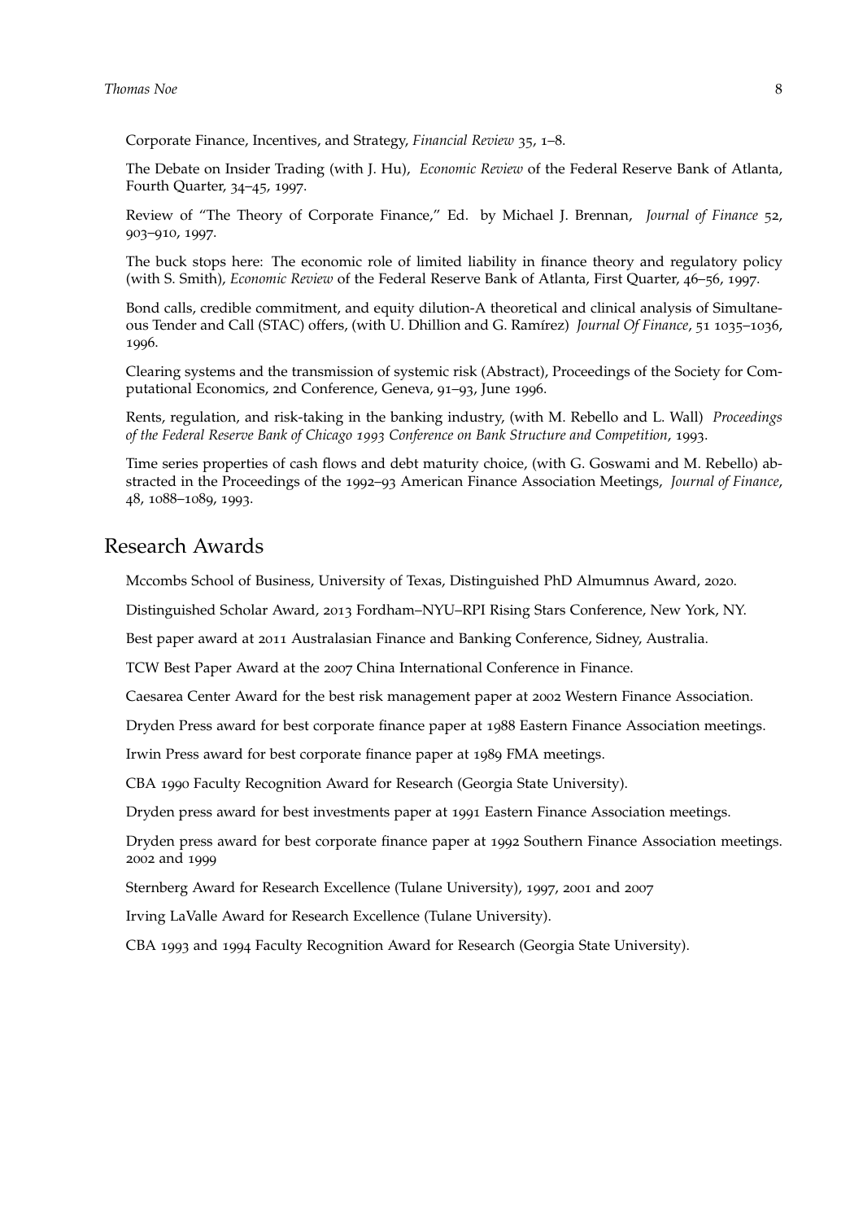Corporate Finance, Incentives, and Strategy, *Financial Review* 35, 1–8.

The Debate on Insider Trading (with J. Hu), *Economic Review* of the Federal Reserve Bank of Atlanta, Fourth Quarter, 34–45, 1997.

Review of "The Theory of Corporate Finance," Ed. by Michael J. Brennan, *Journal of Finance* 52, 903–910, 1997.

The buck stops here: The economic role of limited liability in finance theory and regulatory policy (with S. Smith), *Economic Review* of the Federal Reserve Bank of Atlanta, First Quarter, 46–56, 1997.

Bond calls, credible commitment, and equity dilution-A theoretical and clinical analysis of Simultaneous Tender and Call (STAC) offers, (with U. Dhillion and G. Ramírez) *Journal Of Finance*, 51 1035–1036, 1996.

Clearing systems and the transmission of systemic risk (Abstract), Proceedings of the Society for Computational Economics, 2nd Conference, Geneva, 91–93, June 1996.

Rents, regulation, and risk-taking in the banking industry, (with M. Rebello and L. Wall) *Proceedings of the Federal Reserve Bank of Chicago 1993 Conference on Bank Structure and Competition*, 1993.

Time series properties of cash flows and debt maturity choice, (with G. Goswami and M. Rebello) abstracted in the Proceedings of the 1992–93 American Finance Association Meetings, *Journal of Finance*, 48, 1088–1089, 1993.

## Research Awards

Mccombs School of Business, University of Texas, Distinguished PhD Almumnus Award, 2020.

Distinguished Scholar Award, 2013 Fordham–NYU–RPI Rising Stars Conference, New York, NY.

Best paper award at 2011 Australasian Finance and Banking Conference, Sidney, Australia.

TCW Best Paper Award at the 2007 China International Conference in Finance.

Caesarea Center Award for the best risk management paper at 2002 Western Finance Association.

Dryden Press award for best corporate finance paper at 1988 Eastern Finance Association meetings.

Irwin Press award for best corporate finance paper at 1989 FMA meetings.

CBA 1990 Faculty Recognition Award for Research (Georgia State University).

Dryden press award for best investments paper at 1991 Eastern Finance Association meetings.

Dryden press award for best corporate finance paper at 1992 Southern Finance Association meetings. 2002 and 1999

Sternberg Award for Research Excellence (Tulane University), 1997, 2001 and 2007

Irving LaValle Award for Research Excellence (Tulane University).

CBA 1993 and 1994 Faculty Recognition Award for Research (Georgia State University).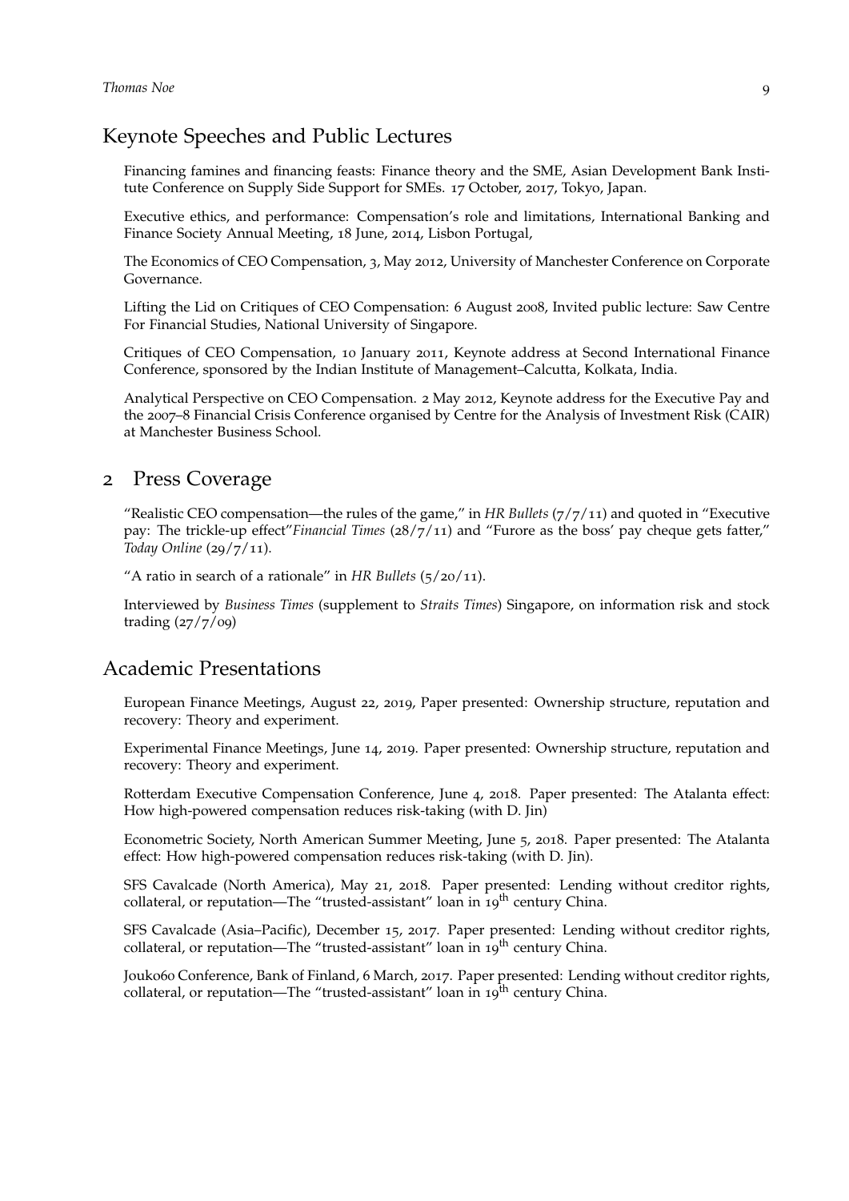## Keynote Speeches and Public Lectures

Financing famines and financing feasts: Finance theory and the SME, Asian Development Bank Institute Conference on Supply Side Support for SMEs. 17 October, 2017, Tokyo, Japan.

Executive ethics, and performance: Compensation's role and limitations, International Banking and Finance Society Annual Meeting, 18 June, 2014, Lisbon Portugal,

The Economics of CEO Compensation, 3, May 2012, University of Manchester Conference on Corporate Governance.

Lifting the Lid on Critiques of CEO Compensation: 6 August 2008, Invited public lecture: Saw Centre For Financial Studies, National University of Singapore.

Critiques of CEO Compensation, 10 January 2011, Keynote address at Second International Finance Conference, sponsored by the Indian Institute of Management–Calcutta, Kolkata, India.

Analytical Perspective on CEO Compensation. 2 May 2012, Keynote address for the Executive Pay and the 2007–8 Financial Crisis Conference organised by Centre for the Analysis of Investment Risk (CAIR) at Manchester Business School.

## 2 Press Coverage

"Realistic CEO compensation—the rules of the game," in *HR Bullets* (7/7/11) and quoted in "Executive pay: The trickle-up effect"*Financial Times* (28/7/11) and "Furore as the boss' pay cheque gets fatter," *Today Online* (29/7/11).

"A ratio in search of a rationale" in *HR Bullets* (5/20/11).

Interviewed by *Business Times* (supplement to *Straits Times*) Singapore, on information risk and stock trading (27/7/09)

## Academic Presentations

European Finance Meetings, August 22, 2019, Paper presented: Ownership structure, reputation and recovery: Theory and experiment.

Experimental Finance Meetings, June 14, 2019. Paper presented: Ownership structure, reputation and recovery: Theory and experiment.

Rotterdam Executive Compensation Conference, June 4, 2018. Paper presented: The Atalanta effect: How high-powered compensation reduces risk-taking (with D. Jin)

Econometric Society, North American Summer Meeting, June 5, 2018. Paper presented: The Atalanta effect: How high-powered compensation reduces risk-taking (with D. Jin).

SFS Cavalcade (North America), May 21, 2018. Paper presented: Lending without creditor rights, collateral, or reputation—The "trusted-assistant" loan in $19^{th}$ century China.

SFS Cavalcade (Asia–Pacific), December 15, 2017. Paper presented: Lending without creditor rights, collateral, or reputation—The "trusted-assistant" loan in $19^{th}$ century China.

Jouko60 Conference, Bank of Finland, 6 March, 2017. Paper presented: Lending without creditor rights, collateral, or reputation—The "trusted-assistant" loan in $19^{th}$ century China.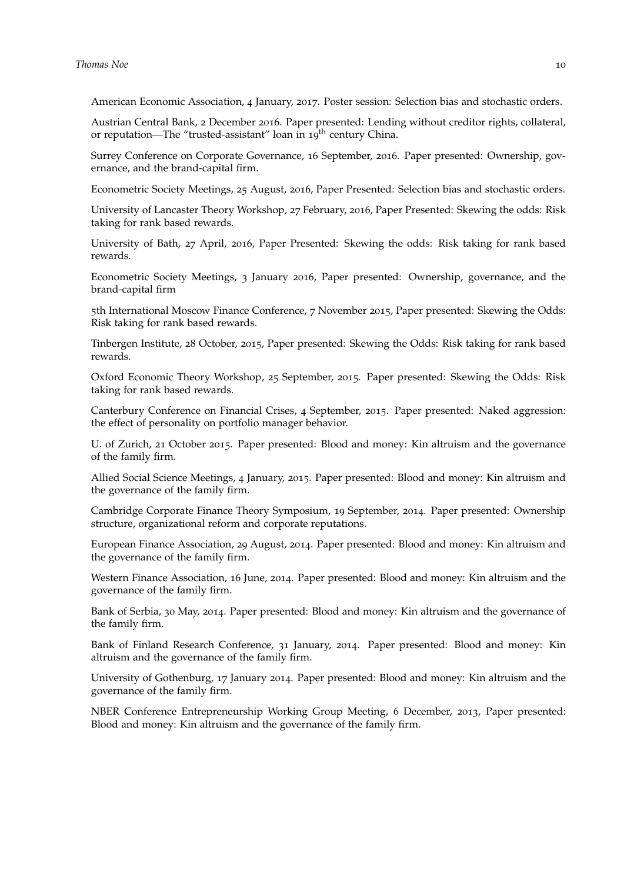American Economic Association, 4 January, 2017. Poster session: Selection bias and stochastic orders.

Austrian Central Bank, 2 December 2016. Paper presented: Lending without creditor rights, collateral, or reputation—The "trusted-assistant" loan in 19th century China.

Surrey Conference on Corporate Governance, 16 September, 2016. Paper presented: Ownership, governance, and the brand-capital firm.

Econometric Society Meetings, 25 August, 2016, Paper Presented: Selection bias and stochastic orders.

University of Lancaster Theory Workshop, 27 February, 2016, Paper Presented: Skewing the odds: Risk taking for rank based rewards.

University of Bath, 27 April, 2016, Paper Presented: Skewing the odds: Risk taking for rank based rewards.

Econometric Society Meetings, 3 January 2016, Paper presented: Ownership, governance, and the brand-capital firm

5th International Moscow Finance Conference, 7 November 2015, Paper presented: Skewing the Odds: Risk taking for rank based rewards.

Tinbergen Institute, 28 October, 2015, Paper presented: Skewing the Odds: Risk taking for rank based rewards.

Oxford Economic Theory Workshop, 25 September, 2015. Paper presented: Skewing the Odds: Risk taking for rank based rewards.

Canterbury Conference on Financial Crises, 4 September, 2015. Paper presented: Naked aggression: the effect of personality on portfolio manager behavior.

U. of Zurich, 21 October 2015. Paper presented: Blood and money: Kin altruism and the governance of the family firm.

Allied Social Science Meetings, 4 January, 2015. Paper presented: Blood and money: Kin altruism and the governance of the family firm.

Cambridge Corporate Finance Theory Symposium, 19 September, 2014. Paper presented: Ownership structure, organizational reform and corporate reputations.

European Finance Association, 29 August, 2014. Paper presented: Blood and money: Kin altruism and the governance of the family firm.

Western Finance Association, 16 June, 2014. Paper presented: Blood and money: Kin altruism and the governance of the family firm.

Bank of Serbia, 30 May, 2014. Paper presented: Blood and money: Kin altruism and the governance of the family firm.

Bank of Finland Research Conference, 31 January, 2014. Paper presented: Blood and money: Kin altruism and the governance of the family firm.

University of Gothenburg, 17 January 2014. Paper presented: Blood and money: Kin altruism and the governance of the family firm.

NBER Conference Entrepreneurship Working Group Meeting, 6 December, 2013, Paper presented: Blood and money: Kin altruism and the governance of the family firm.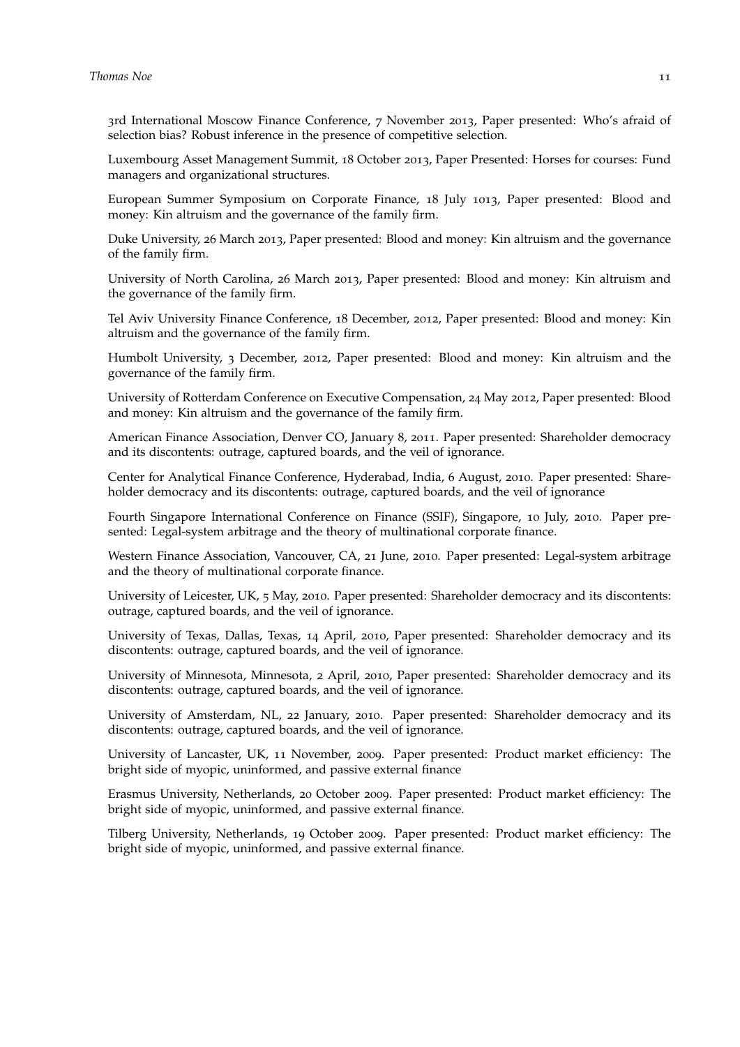3rd International Moscow Finance Conference, 7 November 2013, Paper presented: Who's afraid of selection bias? Robust inference in the presence of competitive selection.

Luxembourg Asset Management Summit, 18 October 2013, Paper Presented: Horses for courses: Fund managers and organizational structures.

European Summer Symposium on Corporate Finance, 18 July 1013, Paper presented: Blood and money: Kin altruism and the governance of the family firm.

Duke University, 26 March 2013, Paper presented: Blood and money: Kin altruism and the governance of the family firm.

University of North Carolina, 26 March 2013, Paper presented: Blood and money: Kin altruism and the governance of the family firm.

Tel Aviv University Finance Conference, 18 December, 2012, Paper presented: Blood and money: Kin altruism and the governance of the family firm.

Humbolt University, 3 December, 2012, Paper presented: Blood and money: Kin altruism and the governance of the family firm.

University of Rotterdam Conference on Executive Compensation, 24 May 2012, Paper presented: Blood and money: Kin altruism and the governance of the family firm.

American Finance Association, Denver CO, January 8, 2011. Paper presented: Shareholder democracy and its discontents: outrage, captured boards, and the veil of ignorance.

Center for Analytical Finance Conference, Hyderabad, India, 6 August, 2010. Paper presented: Shareholder democracy and its discontents: outrage, captured boards, and the veil of ignorance

Fourth Singapore International Conference on Finance (SSIF), Singapore, 10 July, 2010. Paper presented: Legal-system arbitrage and the theory of multinational corporate finance.

Western Finance Association, Vancouver, CA, 21 June, 2010. Paper presented: Legal-system arbitrage and the theory of multinational corporate finance.

University of Leicester, UK, 5 May, 2010. Paper presented: Shareholder democracy and its discontents: outrage, captured boards, and the veil of ignorance.

University of Texas, Dallas, Texas, 14 April, 2010, Paper presented: Shareholder democracy and its discontents: outrage, captured boards, and the veil of ignorance.

University of Minnesota, Minnesota, 2 April, 2010, Paper presented: Shareholder democracy and its discontents: outrage, captured boards, and the veil of ignorance.

University of Amsterdam, NL, 22 January, 2010. Paper presented: Shareholder democracy and its discontents: outrage, captured boards, and the veil of ignorance.

University of Lancaster, UK, 11 November, 2009. Paper presented: Product market efficiency: The bright side of myopic, uninformed, and passive external finance

Erasmus University, Netherlands, 20 October 2009. Paper presented: Product market efficiency: The bright side of myopic, uninformed, and passive external finance.

Tilberg University, Netherlands, 19 October 2009. Paper presented: Product market efficiency: The bright side of myopic, uninformed, and passive external finance.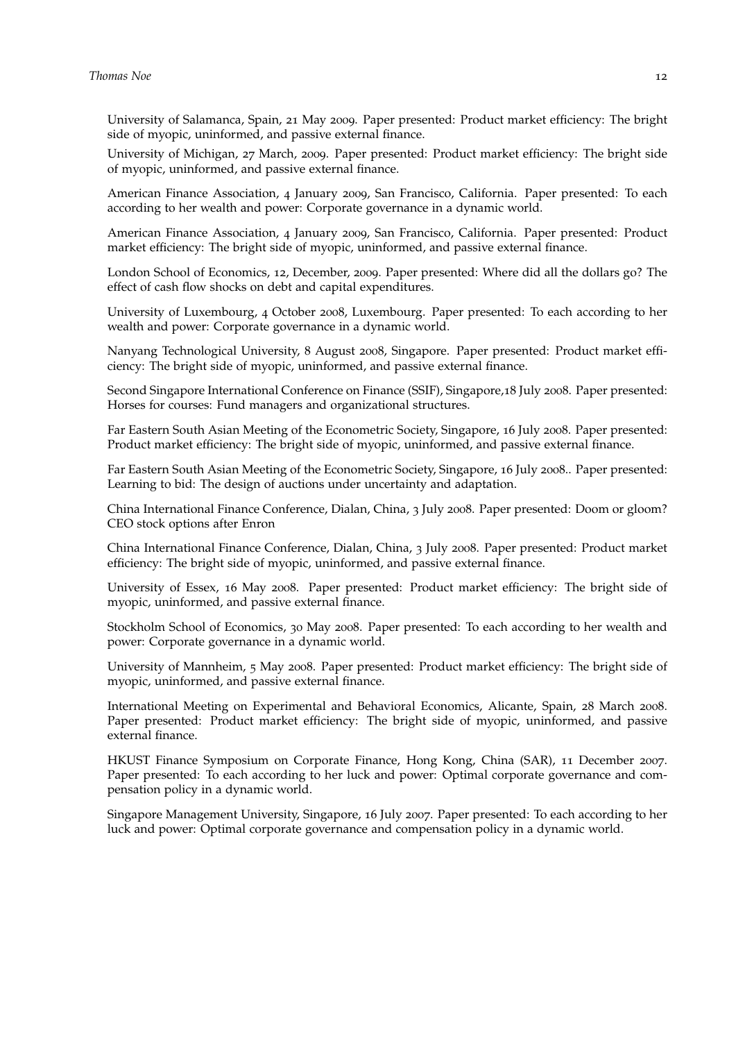University of Salamanca, Spain, 21 May 2009. Paper presented: Product market efficiency: The bright side of myopic, uninformed, and passive external finance.

University of Michigan, 27 March, 2009. Paper presented: Product market efficiency: The bright side of myopic, uninformed, and passive external finance.

American Finance Association, 4 January 2009, San Francisco, California. Paper presented: To each according to her wealth and power: Corporate governance in a dynamic world.

American Finance Association, 4 January 2009, San Francisco, California. Paper presented: Product market efficiency: The bright side of myopic, uninformed, and passive external finance.

London School of Economics, 12, December, 2009. Paper presented: Where did all the dollars go? The effect of cash flow shocks on debt and capital expenditures.

University of Luxembourg, 4 October 2008, Luxembourg. Paper presented: To each according to her wealth and power: Corporate governance in a dynamic world.

Nanyang Technological University, 8 August 2008, Singapore. Paper presented: Product market efficiency: The bright side of myopic, uninformed, and passive external finance.

Second Singapore International Conference on Finance (SSIF), Singapore,18 July 2008. Paper presented: Horses for courses: Fund managers and organizational structures.

Far Eastern South Asian Meeting of the Econometric Society, Singapore, 16 July 2008. Paper presented: Product market efficiency: The bright side of myopic, uninformed, and passive external finance.

Far Eastern South Asian Meeting of the Econometric Society, Singapore, 16 July 2008.. Paper presented: Learning to bid: The design of auctions under uncertainty and adaptation.

China International Finance Conference, Dialan, China, 3 July 2008. Paper presented: Doom or gloom? CEO stock options after Enron

China International Finance Conference, Dialan, China, 3 July 2008. Paper presented: Product market efficiency: The bright side of myopic, uninformed, and passive external finance.

University of Essex, 16 May 2008. Paper presented: Product market efficiency: The bright side of myopic, uninformed, and passive external finance.

Stockholm School of Economics, 30 May 2008. Paper presented: To each according to her wealth and power: Corporate governance in a dynamic world.

University of Mannheim, 5 May 2008. Paper presented: Product market efficiency: The bright side of myopic, uninformed, and passive external finance.

International Meeting on Experimental and Behavioral Economics, Alicante, Spain, 28 March 2008. Paper presented: Product market efficiency: The bright side of myopic, uninformed, and passive external finance.

HKUST Finance Symposium on Corporate Finance, Hong Kong, China (SAR), 11 December 2007. Paper presented: To each according to her luck and power: Optimal corporate governance and compensation policy in a dynamic world.

Singapore Management University, Singapore, 16 July 2007. Paper presented: To each according to her luck and power: Optimal corporate governance and compensation policy in a dynamic world.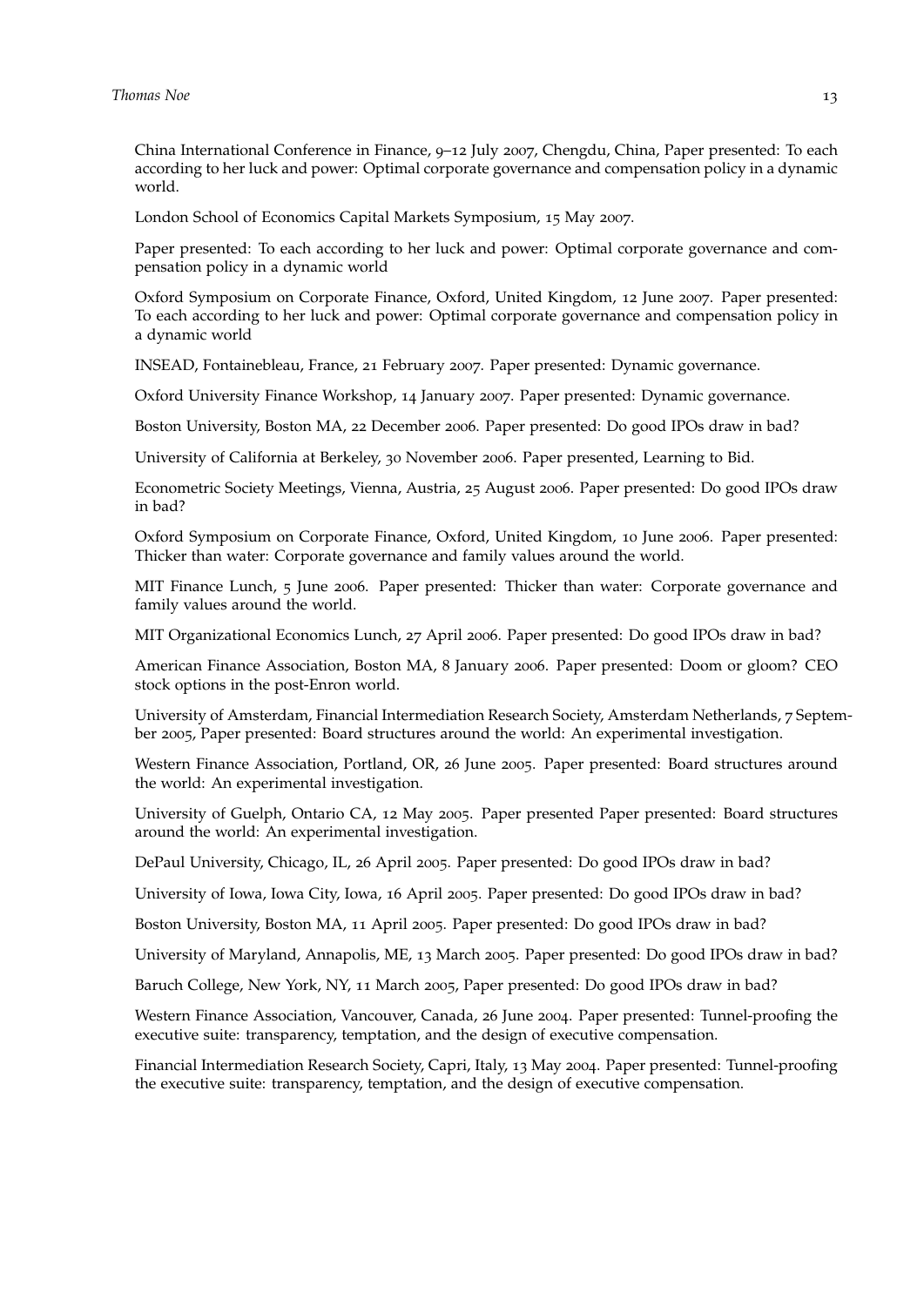China International Conference in Finance, 9–12 July 2007, Chengdu, China, Paper presented: To each according to her luck and power: Optimal corporate governance and compensation policy in a dynamic world.

London School of Economics Capital Markets Symposium, 15 May 2007.

Paper presented: To each according to her luck and power: Optimal corporate governance and compensation policy in a dynamic world

Oxford Symposium on Corporate Finance, Oxford, United Kingdom, 12 June 2007. Paper presented: To each according to her luck and power: Optimal corporate governance and compensation policy in a dynamic world

INSEAD, Fontainebleau, France, 21 February 2007. Paper presented: Dynamic governance.

Oxford University Finance Workshop, 14 January 2007. Paper presented: Dynamic governance.

Boston University, Boston MA, 22 December 2006. Paper presented: Do good IPOs draw in bad?

University of California at Berkeley, 30 November 2006. Paper presented, Learning to Bid.

Econometric Society Meetings, Vienna, Austria, 25 August 2006. Paper presented: Do good IPOs draw in bad?

Oxford Symposium on Corporate Finance, Oxford, United Kingdom, 10 June 2006. Paper presented: Thicker than water: Corporate governance and family values around the world.

MIT Finance Lunch, 5 June 2006. Paper presented: Thicker than water: Corporate governance and family values around the world.

MIT Organizational Economics Lunch, 27 April 2006. Paper presented: Do good IPOs draw in bad?

American Finance Association, Boston MA, 8 January 2006. Paper presented: Doom or gloom? CEO stock options in the post-Enron world.

University of Amsterdam, Financial Intermediation Research Society, Amsterdam Netherlands, 7 September 2005, Paper presented: Board structures around the world: An experimental investigation.

Western Finance Association, Portland, OR, 26 June 2005. Paper presented: Board structures around the world: An experimental investigation.

University of Guelph, Ontario CA, 12 May 2005. Paper presented Paper presented: Board structures around the world: An experimental investigation.

DePaul University, Chicago, IL, 26 April 2005. Paper presented: Do good IPOs draw in bad?

University of Iowa, Iowa City, Iowa, 16 April 2005. Paper presented: Do good IPOs draw in bad?

Boston University, Boston MA, 11 April 2005. Paper presented: Do good IPOs draw in bad?

University of Maryland, Annapolis, ME, 13 March 2005. Paper presented: Do good IPOs draw in bad?

Baruch College, New York, NY, 11 March 2005, Paper presented: Do good IPOs draw in bad?

Western Finance Association, Vancouver, Canada, 26 June 2004. Paper presented: Tunnel-proofing the executive suite: transparency, temptation, and the design of executive compensation.

Financial Intermediation Research Society, Capri, Italy, 13 May 2004. Paper presented: Tunnel-proofing the executive suite: transparency, temptation, and the design of executive compensation.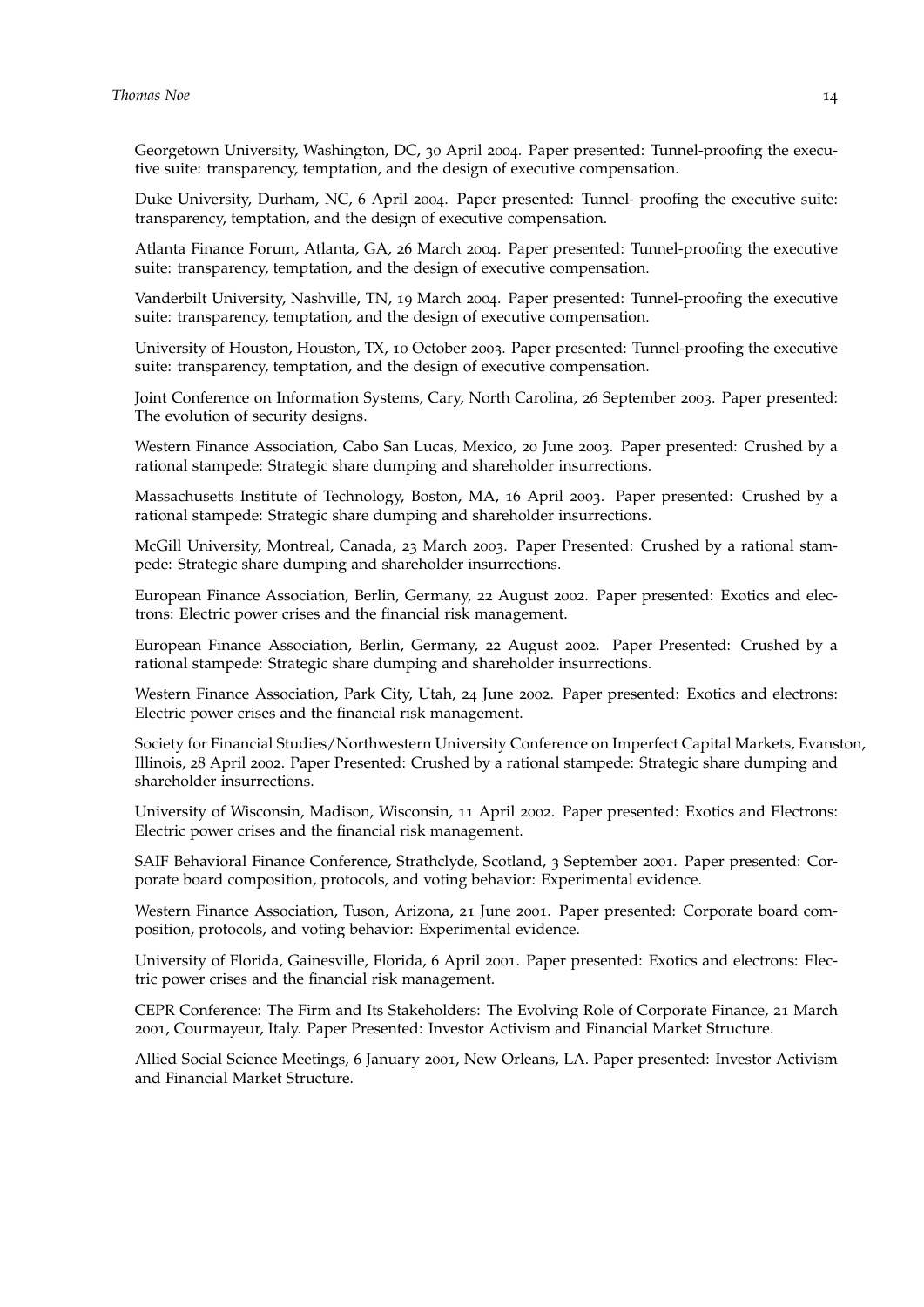Georgetown University, Washington, DC, 30 April 2004. Paper presented: Tunnel-proofing the executive suite: transparency, temptation, and the design of executive compensation.

Duke University, Durham, NC, 6 April 2004. Paper presented: Tunnel- proofing the executive suite: transparency, temptation, and the design of executive compensation.

Atlanta Finance Forum, Atlanta, GA, 26 March 2004. Paper presented: Tunnel-proofing the executive suite: transparency, temptation, and the design of executive compensation.

Vanderbilt University, Nashville, TN, 19 March 2004. Paper presented: Tunnel-proofing the executive suite: transparency, temptation, and the design of executive compensation.

University of Houston, Houston, TX, 10 October 2003. Paper presented: Tunnel-proofing the executive suite: transparency, temptation, and the design of executive compensation.

Joint Conference on Information Systems, Cary, North Carolina, 26 September 2003. Paper presented: The evolution of security designs.

Western Finance Association, Cabo San Lucas, Mexico, 20 June 2003. Paper presented: Crushed by a rational stampede: Strategic share dumping and shareholder insurrections.

Massachusetts Institute of Technology, Boston, MA, 16 April 2003. Paper presented: Crushed by a rational stampede: Strategic share dumping and shareholder insurrections.

McGill University, Montreal, Canada, 23 March 2003. Paper Presented: Crushed by a rational stampede: Strategic share dumping and shareholder insurrections.

European Finance Association, Berlin, Germany, 22 August 2002. Paper presented: Exotics and electrons: Electric power crises and the financial risk management.

European Finance Association, Berlin, Germany, 22 August 2002. Paper Presented: Crushed by a rational stampede: Strategic share dumping and shareholder insurrections.

Western Finance Association, Park City, Utah, 24 June 2002. Paper presented: Exotics and electrons: Electric power crises and the financial risk management.

Society for Financial Studies/Northwestern University Conference on Imperfect Capital Markets, Evanston, Illinois, 28 April 2002. Paper Presented: Crushed by a rational stampede: Strategic share dumping and shareholder insurrections.

University of Wisconsin, Madison, Wisconsin, 11 April 2002. Paper presented: Exotics and Electrons: Electric power crises and the financial risk management.

SAIF Behavioral Finance Conference, Strathclyde, Scotland, 3 September 2001. Paper presented: Corporate board composition, protocols, and voting behavior: Experimental evidence.

Western Finance Association, Tuson, Arizona, 21 June 2001. Paper presented: Corporate board composition, protocols, and voting behavior: Experimental evidence.

University of Florida, Gainesville, Florida, 6 April 2001. Paper presented: Exotics and electrons: Electric power crises and the financial risk management.

CEPR Conference: The Firm and Its Stakeholders: The Evolving Role of Corporate Finance, 21 March 2001, Courmayeur, Italy. Paper Presented: Investor Activism and Financial Market Structure.

Allied Social Science Meetings, 6 January 2001, New Orleans, LA. Paper presented: Investor Activism and Financial Market Structure.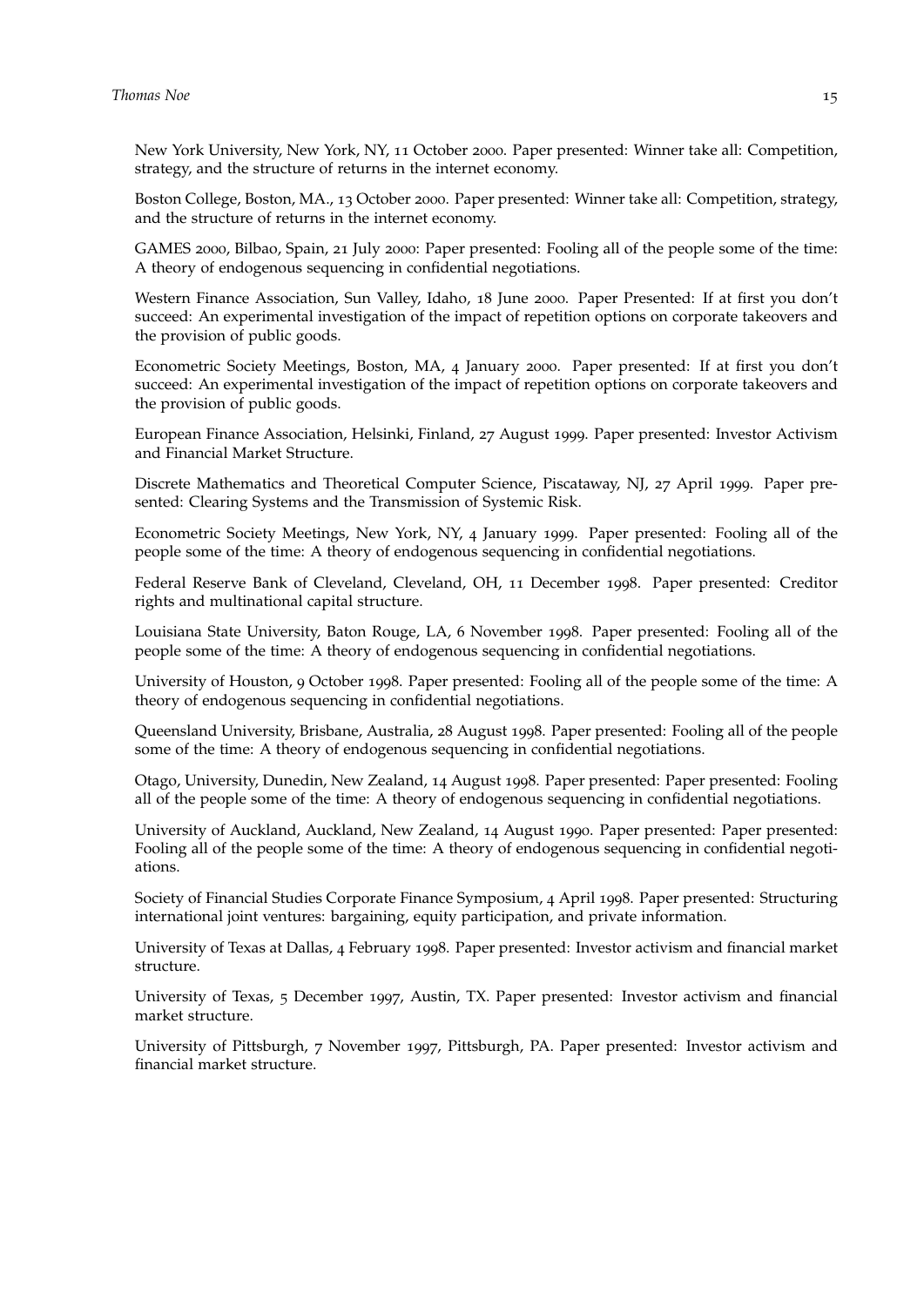New York University, New York, NY, 11 October 2000. Paper presented: Winner take all: Competition, strategy, and the structure of returns in the internet economy.

Boston College, Boston, MA., 13 October 2000. Paper presented: Winner take all: Competition, strategy, and the structure of returns in the internet economy.

GAMES 2000, Bilbao, Spain, 21 July 2000: Paper presented: Fooling all of the people some of the time: A theory of endogenous sequencing in confidential negotiations.

Western Finance Association, Sun Valley, Idaho, 18 June 2000. Paper Presented: If at first you don't succeed: An experimental investigation of the impact of repetition options on corporate takeovers and the provision of public goods.

Econometric Society Meetings, Boston, MA, 4 January 2000. Paper presented: If at first you don't succeed: An experimental investigation of the impact of repetition options on corporate takeovers and the provision of public goods.

European Finance Association, Helsinki, Finland, 27 August 1999. Paper presented: Investor Activism and Financial Market Structure.

Discrete Mathematics and Theoretical Computer Science, Piscataway, NJ, 27 April 1999. Paper presented: Clearing Systems and the Transmission of Systemic Risk.

Econometric Society Meetings, New York, NY, 4 January 1999. Paper presented: Fooling all of the people some of the time: A theory of endogenous sequencing in confidential negotiations.

Federal Reserve Bank of Cleveland, Cleveland, OH, 11 December 1998. Paper presented: Creditor rights and multinational capital structure.

Louisiana State University, Baton Rouge, LA, 6 November 1998. Paper presented: Fooling all of the people some of the time: A theory of endogenous sequencing in confidential negotiations.

University of Houston, 9 October 1998. Paper presented: Fooling all of the people some of the time: A theory of endogenous sequencing in confidential negotiations.

Queensland University, Brisbane, Australia, 28 August 1998. Paper presented: Fooling all of the people some of the time: A theory of endogenous sequencing in confidential negotiations.

Otago, University, Dunedin, New Zealand, 14 August 1998. Paper presented: Paper presented: Fooling all of the people some of the time: A theory of endogenous sequencing in confidential negotiations.

University of Auckland, Auckland, New Zealand, 14 August 1990. Paper presented: Paper presented: Fooling all of the people some of the time: A theory of endogenous sequencing in confidential negotiations.

Society of Financial Studies Corporate Finance Symposium, 4 April 1998. Paper presented: Structuring international joint ventures: bargaining, equity participation, and private information.

University of Texas at Dallas, 4 February 1998. Paper presented: Investor activism and financial market structure.

University of Texas, 5 December 1997, Austin, TX. Paper presented: Investor activism and financial market structure.

University of Pittsburgh, 7 November 1997, Pittsburgh, PA. Paper presented: Investor activism and financial market structure.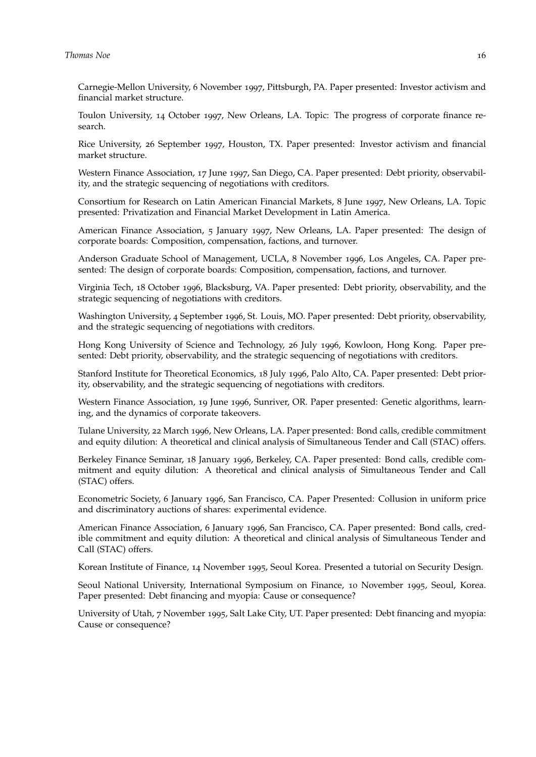Carnegie-Mellon University, 6 November 1997, Pittsburgh, PA. Paper presented: Investor activism and financial market structure.

Toulon University, 14 October 1997, New Orleans, LA. Topic: The progress of corporate finance research.

Rice University, 26 September 1997, Houston, TX. Paper presented: Investor activism and financial market structure.

Western Finance Association, 17 June 1997, San Diego, CA. Paper presented: Debt priority, observability, and the strategic sequencing of negotiations with creditors.

Consortium for Research on Latin American Financial Markets, 8 June 1997, New Orleans, LA. Topic presented: Privatization and Financial Market Development in Latin America.

American Finance Association, 5 January 1997, New Orleans, LA. Paper presented: The design of corporate boards: Composition, compensation, factions, and turnover.

Anderson Graduate School of Management, UCLA, 8 November 1996, Los Angeles, CA. Paper presented: The design of corporate boards: Composition, compensation, factions, and turnover.

Virginia Tech, 18 October 1996, Blacksburg, VA. Paper presented: Debt priority, observability, and the strategic sequencing of negotiations with creditors.

Washington University, 4 September 1996, St. Louis, MO. Paper presented: Debt priority, observability, and the strategic sequencing of negotiations with creditors.

Hong Kong University of Science and Technology, 26 July 1996, Kowloon, Hong Kong. Paper presented: Debt priority, observability, and the strategic sequencing of negotiations with creditors.

Stanford Institute for Theoretical Economics, 18 July 1996, Palo Alto, CA. Paper presented: Debt priority, observability, and the strategic sequencing of negotiations with creditors.

Western Finance Association, 19 June 1996, Sunriver, OR. Paper presented: Genetic algorithms, learning, and the dynamics of corporate takeovers.

Tulane University, 22 March 1996, New Orleans, LA. Paper presented: Bond calls, credible commitment and equity dilution: A theoretical and clinical analysis of Simultaneous Tender and Call (STAC) offers.

Berkeley Finance Seminar, 18 January 1996, Berkeley, CA. Paper presented: Bond calls, credible commitment and equity dilution: A theoretical and clinical analysis of Simultaneous Tender and Call (STAC) offers.

Econometric Society, 6 January 1996, San Francisco, CA. Paper Presented: Collusion in uniform price and discriminatory auctions of shares: experimental evidence.

American Finance Association, 6 January 1996, San Francisco, CA. Paper presented: Bond calls, credible commitment and equity dilution: A theoretical and clinical analysis of Simultaneous Tender and Call (STAC) offers.

Korean Institute of Finance, 14 November 1995, Seoul Korea. Presented a tutorial on Security Design.

Seoul National University, International Symposium on Finance, 10 November 1995, Seoul, Korea. Paper presented: Debt financing and myopia: Cause or consequence?

University of Utah, 7 November 1995, Salt Lake City, UT. Paper presented: Debt financing and myopia: Cause or consequence?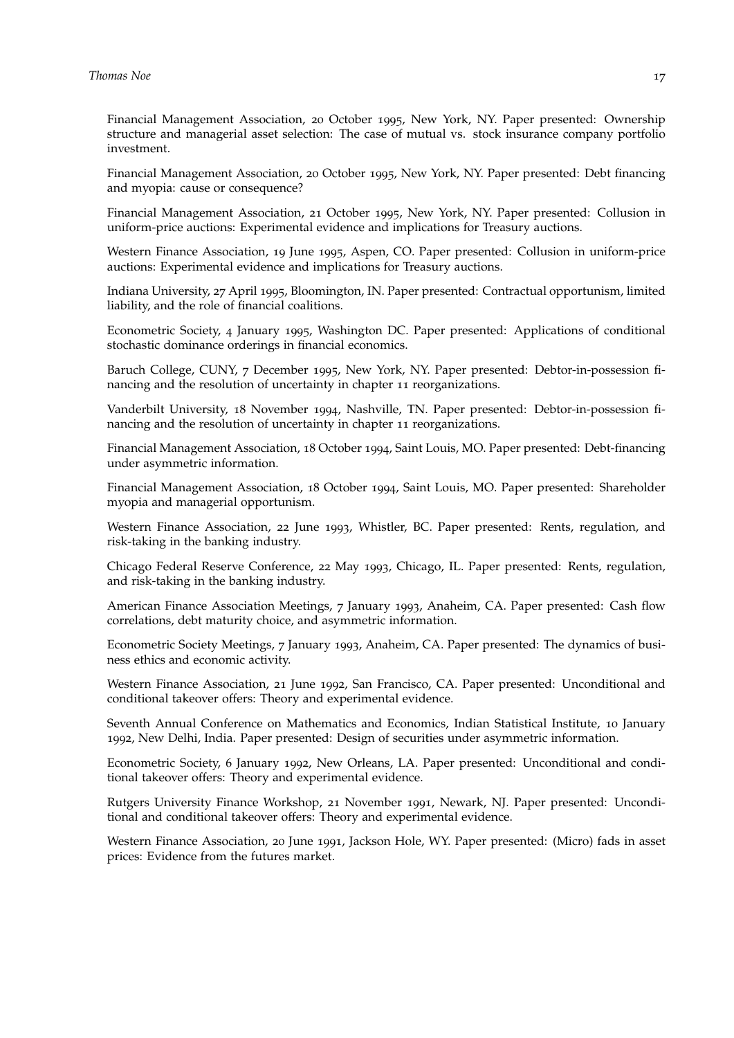Financial Management Association, 20 October 1995, New York, NY. Paper presented: Ownership structure and managerial asset selection: The case of mutual vs. stock insurance company portfolio investment.

Financial Management Association, 20 October 1995, New York, NY. Paper presented: Debt financing and myopia: cause or consequence?

Financial Management Association, 21 October 1995, New York, NY. Paper presented: Collusion in uniform-price auctions: Experimental evidence and implications for Treasury auctions.

Western Finance Association, 19 June 1995, Aspen, CO. Paper presented: Collusion in uniform-price auctions: Experimental evidence and implications for Treasury auctions.

Indiana University, 27 April 1995, Bloomington, IN. Paper presented: Contractual opportunism, limited liability, and the role of financial coalitions.

Econometric Society, 4 January 1995, Washington DC. Paper presented: Applications of conditional stochastic dominance orderings in financial economics.

Baruch College, CUNY, 7 December 1995, New York, NY. Paper presented: Debtor-in-possession financing and the resolution of uncertainty in chapter 11 reorganizations.

Vanderbilt University, 18 November 1994, Nashville, TN. Paper presented: Debtor-in-possession financing and the resolution of uncertainty in chapter 11 reorganizations.

Financial Management Association, 18 October 1994, Saint Louis, MO. Paper presented: Debt-financing under asymmetric information.

Financial Management Association, 18 October 1994, Saint Louis, MO. Paper presented: Shareholder myopia and managerial opportunism.

Western Finance Association, 22 June 1993, Whistler, BC. Paper presented: Rents, regulation, and risk-taking in the banking industry.

Chicago Federal Reserve Conference, 22 May 1993, Chicago, IL. Paper presented: Rents, regulation, and risk-taking in the banking industry.

American Finance Association Meetings, 7 January 1993, Anaheim, CA. Paper presented: Cash flow correlations, debt maturity choice, and asymmetric information.

Econometric Society Meetings, 7 January 1993, Anaheim, CA. Paper presented: The dynamics of business ethics and economic activity.

Western Finance Association, 21 June 1992, San Francisco, CA. Paper presented: Unconditional and conditional takeover offers: Theory and experimental evidence.

Seventh Annual Conference on Mathematics and Economics, Indian Statistical Institute, 10 January 1992, New Delhi, India. Paper presented: Design of securities under asymmetric information.

Econometric Society, 6 January 1992, New Orleans, LA. Paper presented: Unconditional and conditional takeover offers: Theory and experimental evidence.

Rutgers University Finance Workshop, 21 November 1991, Newark, NJ. Paper presented: Unconditional and conditional takeover offers: Theory and experimental evidence.

Western Finance Association, 20 June 1991, Jackson Hole, WY. Paper presented: (Micro) fads in asset prices: Evidence from the futures market.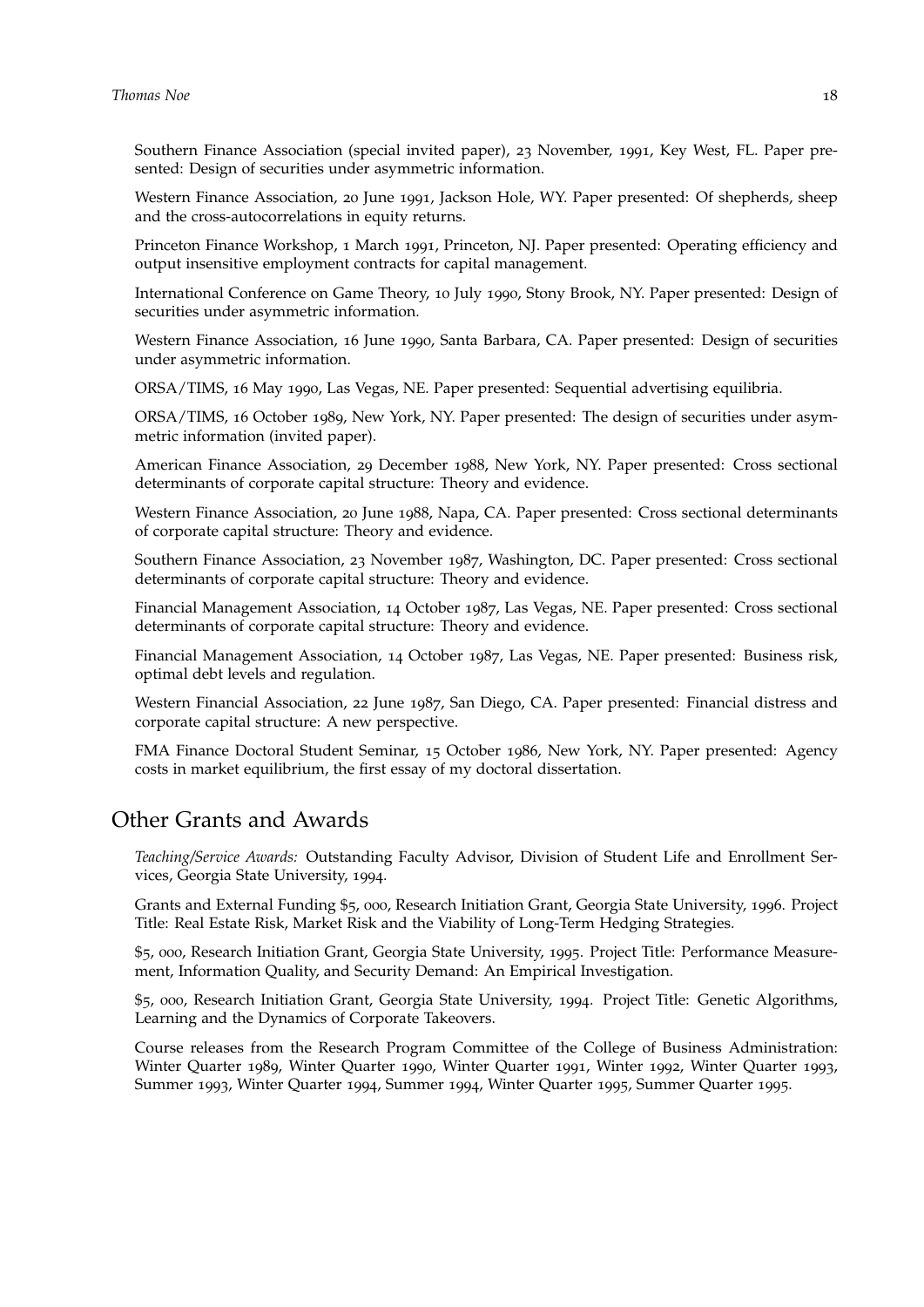Southern Finance Association (special invited paper), 23 November, 1991, Key West, FL. Paper presented: Design of securities under asymmetric information.

Western Finance Association, 20 June 1991, Jackson Hole, WY. Paper presented: Of shepherds, sheep and the cross-autocorrelations in equity returns.

Princeton Finance Workshop, 1 March 1991, Princeton, NJ. Paper presented: Operating efficiency and output insensitive employment contracts for capital management.

International Conference on Game Theory, 10 July 1990, Stony Brook, NY. Paper presented: Design of securities under asymmetric information.

Western Finance Association, 16 June 1990, Santa Barbara, CA. Paper presented: Design of securities under asymmetric information.

ORSA/TIMS, 16 May 1990, Las Vegas, NE. Paper presented: Sequential advertising equilibria.

ORSA/TIMS, 16 October 1989, New York, NY. Paper presented: The design of securities under asymmetric information (invited paper).

American Finance Association, 29 December 1988, New York, NY. Paper presented: Cross sectional determinants of corporate capital structure: Theory and evidence.

Western Finance Association, 20 June 1988, Napa, CA. Paper presented: Cross sectional determinants of corporate capital structure: Theory and evidence.

Southern Finance Association, 23 November 1987, Washington, DC. Paper presented: Cross sectional determinants of corporate capital structure: Theory and evidence.

Financial Management Association, 14 October 1987, Las Vegas, NE. Paper presented: Cross sectional determinants of corporate capital structure: Theory and evidence.

Financial Management Association, 14 October 1987, Las Vegas, NE. Paper presented: Business risk, optimal debt levels and regulation.

Western Financial Association, 22 June 1987, San Diego, CA. Paper presented: Financial distress and corporate capital structure: A new perspective.

FMA Finance Doctoral Student Seminar, 15 October 1986, New York, NY. Paper presented: Agency costs in market equilibrium, the first essay of my doctoral dissertation.

## Other Grants and Awards

*Teaching/Service Awards:* Outstanding Faculty Advisor, Division of Student Life and Enrollment Services, Georgia State University, 1994.

Grants and External Funding $5, 000, Research Initiation Grant, Georgia State University, 1996. Project Title: Real Estate Risk, Market Risk and the Viability of Long-Term Hedging Strategies.

$5, 000, Research Initiation Grant, Georgia State University, 1995. Project Title: Performance Measurement, Information Quality, and Security Demand: An Empirical Investigation.

$5, 000, Research Initiation Grant, Georgia State University, 1994. Project Title: Genetic Algorithms, Learning and the Dynamics of Corporate Takeovers.

Course releases from the Research Program Committee of the College of Business Administration: Winter Quarter 1989, Winter Quarter 1990, Winter Quarter 1991, Winter 1992, Winter Quarter 1993, Summer 1993, Winter Quarter 1994, Summer 1994, Winter Quarter 1995, Summer Quarter 1995.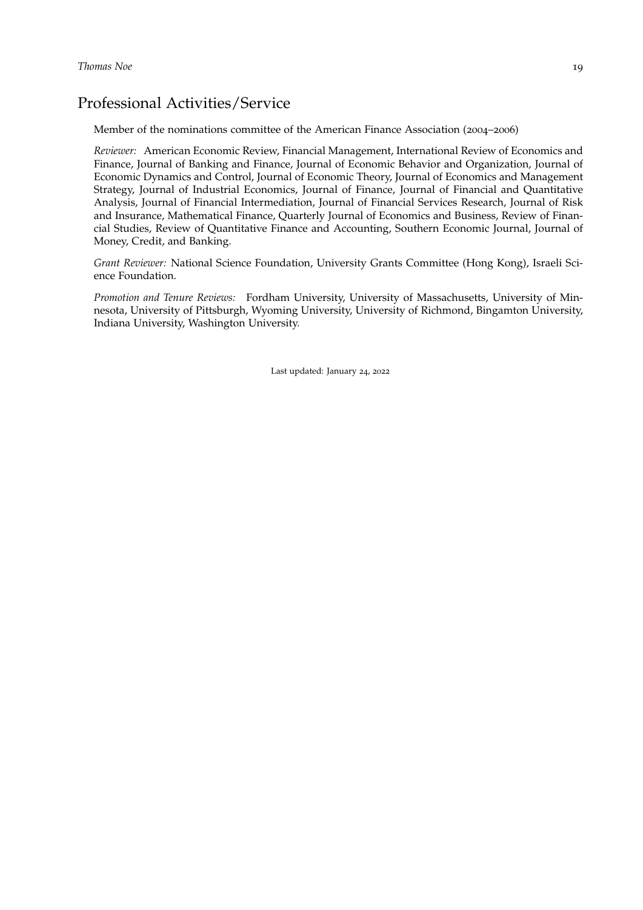## Professional Activities/Service

Member of the nominations committee of the American Finance Association (2004–2006)

*Reviewer:* American Economic Review, Financial Management, International Review of Economics and Finance, Journal of Banking and Finance, Journal of Economic Behavior and Organization, Journal of Economic Dynamics and Control, Journal of Economic Theory, Journal of Economics and Management Strategy, Journal of Industrial Economics, Journal of Finance, Journal of Financial and Quantitative Analysis, Journal of Financial Intermediation, Journal of Financial Services Research, Journal of Risk and Insurance, Mathematical Finance, Quarterly Journal of Economics and Business, Review of Financial Studies, Review of Quantitative Finance and Accounting, Southern Economic Journal, Journal of Money, Credit, and Banking.

*Grant Reviewer:* National Science Foundation, University Grants Committee (Hong Kong), Israeli Science Foundation.

*Promotion and Tenure Reviews:* Fordham University, University of Massachusetts, University of Minnesota, University of Pittsburgh, Wyoming University, University of Richmond, Bingamton University, Indiana University, Washington University.

Last updated: January 24, 2022